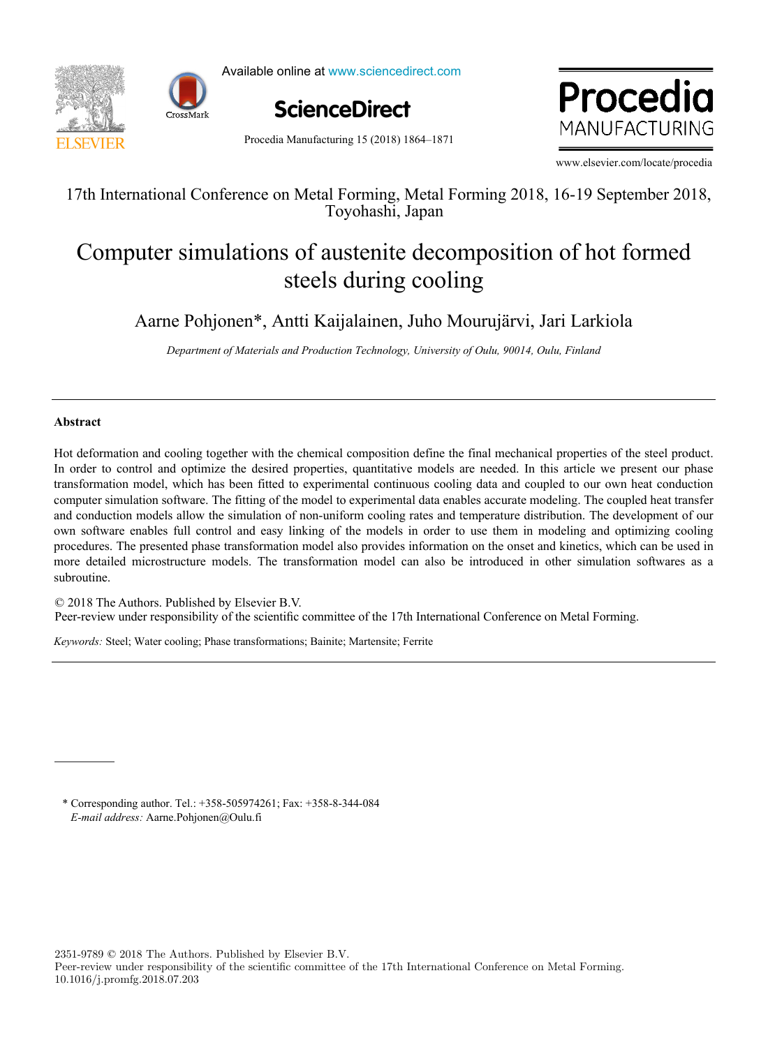17th International Conference on Metal Forming, Metal Forming 2018, 16-19 September 2018, Toyohashi, Japan

# Computer simulations of austenite decomposition of hot formed steels during cooling

Aarne Pohjonen*, Antti Kaijalainen, Juho Mourujärvi, Jari Larkiola

*Department of Materials and Production Technology, University of Oulu, 90014, Oulu, Finland*

## Abstract

Hot deformation and cooling together with the chemical composition define the final mechanical properties of the steel product. In order to control and optimize the desired properties, quantitative models are needed. In this article we present our phase transformation model, which has been fitted to experimental continuous cooling data and coupled to our own heat conduction computer simulation software. The fitting of the model to experimental data enables accurate modeling. The coupled heat transfer and conduction models allow the simulation of non-uniform cooling rates and temperature distribution. The development of our own software enables full control and easy linking of the models in order to use them in modeling and optimizing cooling procedures. The presented phase transformation model also provides information on the onset and kinetics, which can be used in more detailed microstructure models. The transformation model can also be introduced in other simulation softwares as a subroutine.

© 2018 The Authors. Published by Elsevier B.V.
Peer-review under responsibility of the scientific committee of the 17th International Conference on Metal Forming.

*Keywords:* Steel; Water cooling; Phase transformations; Bainite; Martensite; Ferrite

\* Corresponding author. Tel.: +358-505974261; Fax: +358-8-344-084
*E-mail address:* Aarne.Pohjonen@Oulu.fi

2351-9789 © 2018 The Authors. Published by Elsevier B.V.
Peer-review under responsibility of the scientific committee of the 17th International Conference on Metal Forming.
10.1016/j.promfg.2018.07.203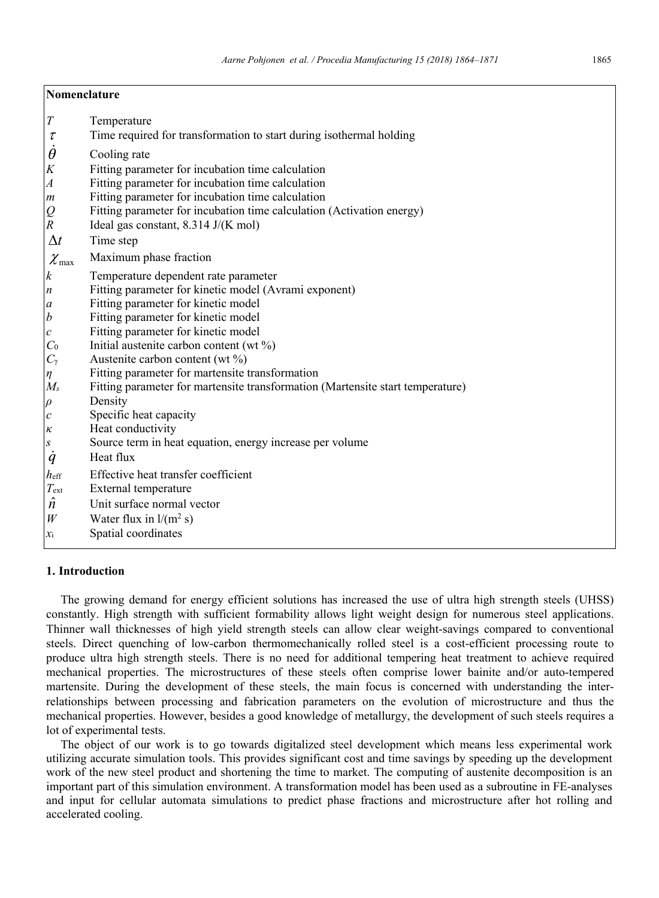## Nomenclature

| | |
|---|---|
| $T$ | Temperature |
| $\tau$ | Time required for transformation to start during isothermal holding |
| $\dot{\theta}$ | Cooling rate |
| $K$ | Fitting parameter for incubation time calculation |
| $A$ | Fitting parameter for incubation time calculation |
| $m$ | Fitting parameter for incubation time calculation |
| $Q$ | Fitting parameter for incubation time calculation (Activation energy) |
| $R$ | Ideal gas constant, 8.314 J/(K mol) |
| $\Delta t$ | Time step |
| $\chi_{\max}$ | Maximum phase fraction |
| $k$ | Temperature dependent rate parameter |
| $n$ | Fitting parameter for kinetic model (Avrami exponent) |
| $a$ | Fitting parameter for kinetic model |
| $b$ | Fitting parameter for kinetic model |
| $c$ | Fitting parameter for kinetic model |
| $C_0$ | Initial austenite carbon content (wt %) |
| $C_\gamma$ | Austenite carbon content (wt %) |
| $\eta$ | Fitting parameter for martensite transformation |
| $M_s$ | Fitting parameter for martensite transformation (Martensite start temperature) |
| $\rho$ | Density |
| $c$ | Specific heat capacity |
| $\kappa$ | Heat conductivity |
| $s$ | Source term in heat equation, energy increase per volume |
| $\dot{q}$ | Heat flux |
| $h_{\text{eff}}$ | Effective heat transfer coefficient |
| $T_{\text{ext}}$ | External temperature |
| $\hat{n}$ | Unit surface normal vector |
| $W$ | Water flux in $l/(m^2\ s)$ |
| $x_i$ | Spatial coordinates |

## 1. Introduction

The growing demand for energy efficient solutions has increased the use of ultra high strength steels (UHSS) constantly. High strength with sufficient formability allows light weight design for numerous steel applications. Thinner wall thicknesses of high yield strength steels can allow clear weight-savings compared to conventional steels. Direct quenching of low-carbon thermomechanically rolled steel is a cost-efficient processing route to produce ultra high strength steels. There is no need for additional tempering heat treatment to achieve required mechanical properties. The microstructures of these steels often comprise lower bainite and/or auto-tempered martensite. During the development of these steels, the main focus is concerned with understanding the inter-relationships between processing and fabrication parameters on the evolution of microstructure and thus the mechanical properties. However, besides a good knowledge of metallurgy, the development of such steels requires a lot of experimental tests.

The object of our work is to go towards digitalized steel development which means less experimental work utilizing accurate simulation tools. This provides significant cost and time savings by speeding up the development work of the new steel product and shortening the time to market. The computing of austenite decomposition is an important part of this simulation environment. A transformation model has been used as a subroutine in FE-analyses and input for cellular automata simulations to predict phase fractions and microstructure after hot rolling and accelerated cooling.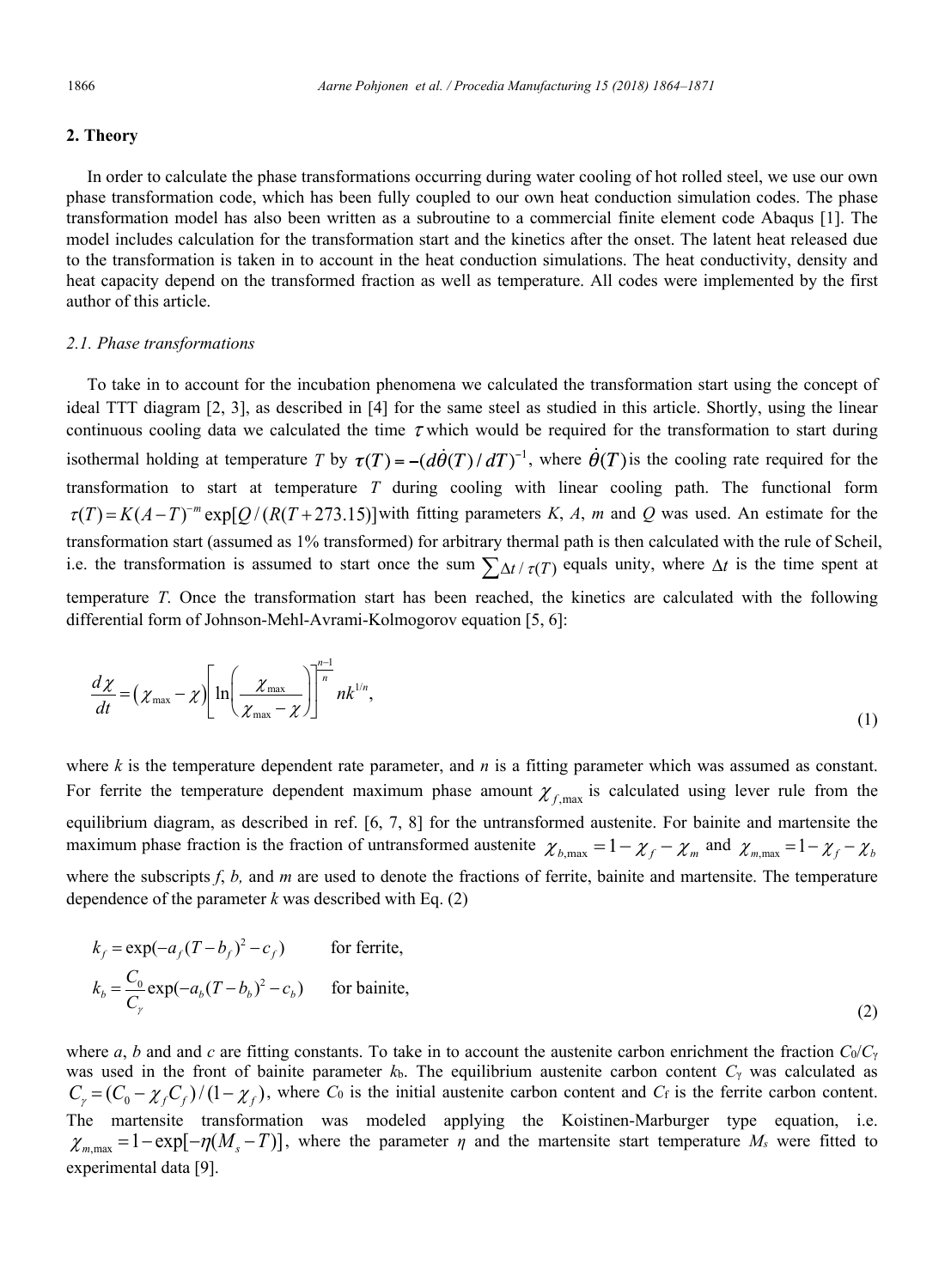## 2. Theory

In order to calculate the phase transformations occurring during water cooling of hot rolled steel, we use our own phase transformation code, which has been fully coupled to our own heat conduction simulation codes. The phase transformation model has also been written as a subroutine to a commercial finite element code Abaqus [1]. The model includes calculation for the transformation start and the kinetics after the onset. The latent heat released due to the transformation is taken in to account in the heat conduction simulations. The heat conductivity, density and heat capacity depend on the transformed fraction as well as temperature. All codes were implemented by the first author of this article.

### 2.1. Phase transformations

To take in to account for the incubation phenomena we calculated the transformation start using the concept of ideal TTT diagram [2, 3], as described in [4] for the same steel as studied in this article. Shortly, using the linear continuous cooling data we calculated the time $\tau$ which would be required for the transformation to start during isothermal holding at temperature $T$ by $\tau(T) = -(d\dot{\theta}(T)/dT)^{-1}$, where $\dot{\theta}(T)$ is the cooling rate required for the transformation to start at temperature $T$ during cooling with linear cooling path. The functional form $\tau(T) = K(A-T)^{-m}\exp[Q/(R(T+273.15)]$ with fitting parameters $K$, $A$, $m$ and $Q$ was used. An estimate for the transformation start (assumed as 1% transformed) for arbitrary thermal path is then calculated with the rule of Scheil, i.e. the transformation is assumed to start once the sum $\sum \Delta t / \tau(T)$ equals unity, where $\Delta t$ is the time spent at temperature $T$. Once the transformation start has been reached, the kinetics are calculated with the following differential form of Johnson-Mehl-Avrami-Kolmogorov equation [5, 6]:

$$\frac{d\chi}{dt} = \left(\chi_{\max} - \chi\right)\left[\ln\left(\frac{\chi_{\max}}{\chi_{\max} - \chi}\right)\right]^{\frac{n-1}{n}} nk^{1/n}, \tag{1}$$

where $k$ is the temperature dependent rate parameter, and $n$ is a fitting parameter which was assumed as constant. For ferrite the temperature dependent maximum phase amount $\chi_{f,\max}$ is calculated using lever rule from the equilibrium diagram, as described in ref. [6, 7, 8] for the untransformed austenite. For bainite and martensite the maximum phase fraction is the fraction of untransformed austenite $\chi_{b,\max} = 1 - \chi_f - \chi_m$ and $\chi_{m,\max} = 1 - \chi_f - \chi_b$ where the subscripts $f$, $b$, and $m$ are used to denote the fractions of ferrite, bainite and martensite. The temperature dependence of the parameter $k$ was described with Eq. (2)

$$\begin{aligned} k_f &= \exp(-a_f(T-b_f)^2 - c_f) \qquad \text{for ferrite,} \\ k_b &= \frac{C_0}{C_\gamma}\exp(-a_b(T-b_b)^2 - c_b) \qquad \text{for bainite,} \end{aligned} \tag{2}$$

where $a$, $b$ and and $c$ are fitting constants. To take in to account the austenite carbon enrichment the fraction $C_0/C_\gamma$ was used in the front of bainite parameter $k_b$. The equilibrium austenite carbon content $C_\gamma$ was calculated as $C_\gamma = (C_0 - \chi_f C_f)/(1-\chi_f)$, where $C_0$ is the initial austenite carbon content and $C_f$ is the ferrite carbon content. The martensite transformation was modeled applying the Koistinen-Marburger type equation, i.e. $\chi_{m,\max} = 1 - \exp[-\eta(M_s - T)]$, where the parameter $\eta$ and the martensite start temperature $M_s$ were fitted to experimental data [9].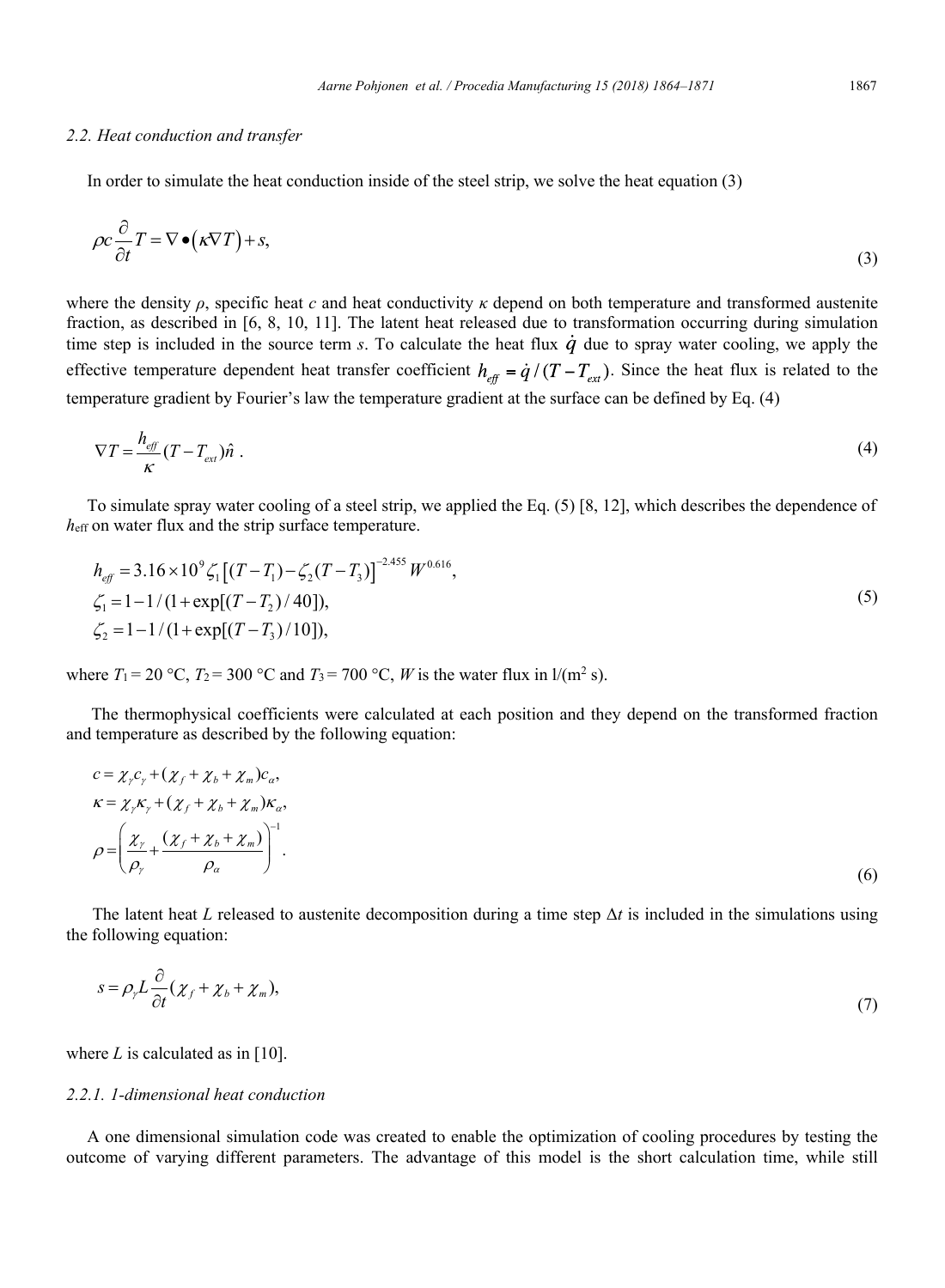### 2.2. Heat conduction and transfer

In order to simulate the heat conduction inside of the steel strip, we solve the heat equation (3)

$$\rho c \frac{\partial}{\partial t} T = \nabla \bullet \left( \kappa \nabla T \right) + s, \tag{3}$$

where the density $\rho$, specific heat $c$ and heat conductivity $\kappa$ depend on both temperature and transformed austenite fraction, as described in [6, 8, 10, 11]. The latent heat released due to transformation occurring during simulation time step is included in the source term $s$. To calculate the heat flux $\dot{q}$ due to spray water cooling, we apply the effective temperature dependent heat transfer coefficient $h_{eff} = \dot{q} / (T - T_{ext})$. Since the heat flux is related to the temperature gradient by Fourier's law the temperature gradient at the surface can be defined by Eq. (4)

$$\nabla T = \frac{h_{eff}}{\kappa} (T - T_{ext}) \hat{n} \ . \tag{4}$$

To simulate spray water cooling of a steel strip, we applied the Eq. (5) [8, 12], which describes the dependence of $h_{eff}$ on water flux and the strip surface temperature.

$$\begin{aligned}
h_{eff} &= 3.16 \times 10^{9} \zeta_1 \left[ (T - T_1) - \zeta_2 (T - T_3) \right]^{-2.455} W^{0.616}, \\
\zeta_1 &= 1 - 1 / (1 + \exp[(T - T_2) / 40]), \\
\zeta_2 &= 1 - 1 / (1 + \exp[(T - T_3) / 10]),
\end{aligned} \tag{5}$$

where $T_1 = 20$ °C, $T_2 = 300$ °C and $T_3 = 700$ °C, $W$ is the water flux in l/(m$^2$ s).

The thermophysical coefficients were calculated at each position and they depend on the transformed fraction and temperature as described by the following equation:

$$\begin{aligned}
c &= \chi_\gamma c_\gamma + (\chi_f + \chi_b + \chi_m) c_\alpha, \\
\kappa &= \chi_\gamma \kappa_\gamma + (\chi_f + \chi_b + \chi_m) \kappa_\alpha, \\
\rho &= \left( \frac{\chi_\gamma}{\rho_\gamma} + \frac{(\chi_f + \chi_b + \chi_m)}{\rho_\alpha} \right)^{-1}.
\end{aligned} \tag{6}$$

The latent heat $L$ released to austenite decomposition during a time step $\Delta t$ is included in the simulations using the following equation:

$$s = \rho_\gamma L \frac{\partial}{\partial t} (\chi_f + \chi_b + \chi_m), \tag{7}$$

where $L$ is calculated as in [10].

#### 2.2.1. 1-dimensional heat conduction

A one dimensional simulation code was created to enable the optimization of cooling procedures by testing the outcome of varying different parameters. The advantage of this model is the short calculation time, while still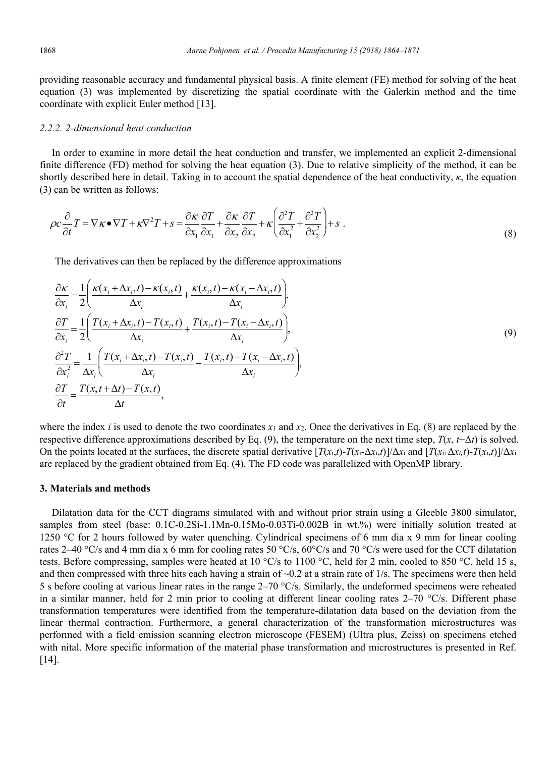providing reasonable accuracy and fundamental physical basis. A finite element (FE) method for solving of the heat equation (3) was implemented by discretizing the spatial coordinate with the Galerkin method and the time coordinate with explicit Euler method [13].

### 2.2.2. 2-dimensional heat conduction

In order to examine in more detail the heat conduction and transfer, we implemented an explicit 2-dimensional finite difference (FD) method for solving the heat equation (3). Due to relative simplicity of the method, it can be shortly described here in detail. Taking in to account the spatial dependence of the heat conductivity, $\kappa$, the equation (3) can be written as follows:

$$\rho c \frac{\partial}{\partial t} T = \nabla \kappa \bullet \nabla T + \kappa \nabla^2 T + s = \frac{\partial \kappa}{\partial x_1}\frac{\partial T}{\partial x_1} + \frac{\partial \kappa}{\partial x_2}\frac{\partial T}{\partial x_2} + \kappa\left(\frac{\partial^2 T}{\partial x_1^2} + \frac{\partial^2 T}{\partial x_2^2}\right) + s \; . \tag{8}$$

The derivatives can then be replaced by the difference approximations

$$\begin{aligned}
\frac{\partial \kappa}{\partial x_i} &= \frac{1}{2}\left(\frac{\kappa(x_i+\Delta x_i,t)-\kappa(x_i,t)}{\Delta x_i} + \frac{\kappa(x_i,t)-\kappa(x_i-\Delta x_i,t)}{\Delta x_i}\right), \\
\frac{\partial T}{\partial x_i} &= \frac{1}{2}\left(\frac{T(x_i+\Delta x_i,t)-T(x_i,t)}{\Delta x_i} + \frac{T(x_i,t)-T(x_i-\Delta x_i,t)}{\Delta x_i}\right), \\
\frac{\partial^2 T}{\partial x_i^2} &= \frac{1}{\Delta x_i}\left(\frac{T(x_i+\Delta x_i,t)-T(x_i,t)}{\Delta x_i} - \frac{T(x_i,t)-T(x_i-\Delta x_i,t)}{\Delta x_i}\right), \\
\frac{\partial T}{\partial t} &= \frac{T(x,t+\Delta t)-T(x,t)}{\Delta t},
\end{aligned} \tag{9}$$

where the index $i$ is used to denote the two coordinates $x_1$ and $x_2$. Once the derivatives in Eq. (8) are replaced by the respective difference approximations described by Eq. (9), the temperature on the next time step, $T(x, t+\Delta t)$ is solved. On the points located at the surfaces, the discrete spatial derivative $[T(x_i,t)-T(x_i-\Delta x_i,t)]/\Delta x_i$ and $[T(x_i+\Delta x_i,t)-T(x_i,t)]/\Delta x_i$ are replaced by the gradient obtained from Eq. (4). The FD code was parallelized with OpenMP library.

## 3. Materials and methods

Dilatation data for the CCT diagrams simulated with and without prior strain using a Gleeble 3800 simulator, samples from steel (base: 0.1C-0.2Si-1.1Mn-0.15Mo-0.03Ti-0.002B in wt.%) were initially solution treated at 1250 °C for 2 hours followed by water quenching. Cylindrical specimens of 6 mm dia x 9 mm for linear cooling rates 2–40 °C/s and 4 mm dia x 6 mm for cooling rates 50 °C/s, 60°C/s and 70 °C/s were used for the CCT dilatation tests. Before compressing, samples were heated at 10 °C/s to 1100 °C, held for 2 min, cooled to 850 °C, held 15 s, and then compressed with three hits each having a strain of ~0.2 at a strain rate of 1/s. The specimens were then held 5 s before cooling at various linear rates in the range 2–70 °C/s. Similarly, the undeformed specimens were reheated in a similar manner, held for 2 min prior to cooling at different linear cooling rates 2–70 °C/s. Different phase transformation temperatures were identified from the temperature-dilatation data based on the deviation from the linear thermal contraction. Furthermore, a general characterization of the transformation microstructures was performed with a field emission scanning electron microscope (FESEM) (Ultra plus, Zeiss) on specimens etched with nital. More specific information of the material phase transformation and microstructures is presented in Ref. [14].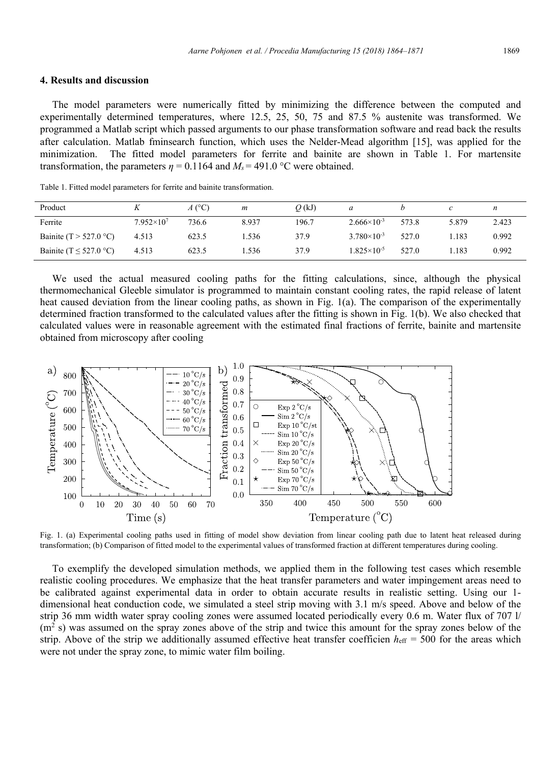## 4. Results and discussion

The model parameters were numerically fitted by minimizing the difference between the computed and experimentally determined temperatures, where 12.5, 25, 50, 75 and 87.5 % austenite was transformed. We programmed a Matlab script which passed arguments to our phase transformation software and read back the results after calculation. Matlab fminsearch function, which uses the Nelder-Mead algorithm [15], was applied for the minimization. The fitted model parameters for ferrite and bainite are shown in Table 1. For martensite transformation, the parameters $\eta = 0.1164$ and $M_s = 491.0$ °C were obtained.

Table 1. Fitted model parameters for ferrite and bainite transformation.

| Product | $K$ | $A$ (°C) | $m$ | $Q$ (kJ) | $a$ | $b$ | $c$ | $n$ |
|---|---|---|---|---|---|---|---|---|
| Ferrite | $7.952\times10^{7}$ | 736.6 | 8.937 | 196.7 | $2.666\times10^{-3}$ | 573.8 | 5.879 | 2.423 |
| Bainite (T > 527.0 °C) | 4.513 | 623.5 | 1.536 | 37.9 | $3.780\times10^{-3}$ | 527.0 | 1.183 | 0.992 |
| Bainite (T ≤ 527.0 °C) | 4.513 | 623.5 | 1.536 | 37.9 | $1.825\times10^{-5}$ | 527.0 | 1.183 | 0.992 |

We used the actual measured cooling paths for the fitting calculations, since, although the physical thermomechanical Gleeble simulator is programmed to maintain constant cooling rates, the rapid release of latent heat caused deviation from the linear cooling paths, as shown in Fig. 1(a). The comparison of the experimentally determined fraction transformed to the calculated values after the fitting is shown in Fig. 1(b). We also checked that calculated values were in reasonable agreement with the estimated final fractions of ferrite, bainite and martensite obtained from microscopy after cooling

Fig. 1. (a) Experimental cooling paths used in fitting of model show deviation from linear cooling path due to latent heat released during transformation; (b) Comparison of fitted model to the experimental values of transformed fraction at different temperatures during cooling.

To exemplify the developed simulation methods, we applied them in the following test cases which resemble realistic cooling procedures. We emphasize that the heat transfer parameters and water impingement areas need to be calibrated against experimental data in order to obtain accurate results in realistic setting. Using our 1-dimensional heat conduction code, we simulated a steel strip moving with 3.1 m/s speed. Above and below of the strip 36 mm width water spray cooling zones were assumed located periodically every 0.6 m. Water flux of 707 l/ ($m^2$ s) was assumed on the spray zones above of the strip and twice this amount for the spray zones below of the strip. Above of the strip we additionally assumed effective heat transfer coefficien $h_{\mathrm{eff}} = 500$ for the areas which were not under the spray zone, to mimic water film boiling.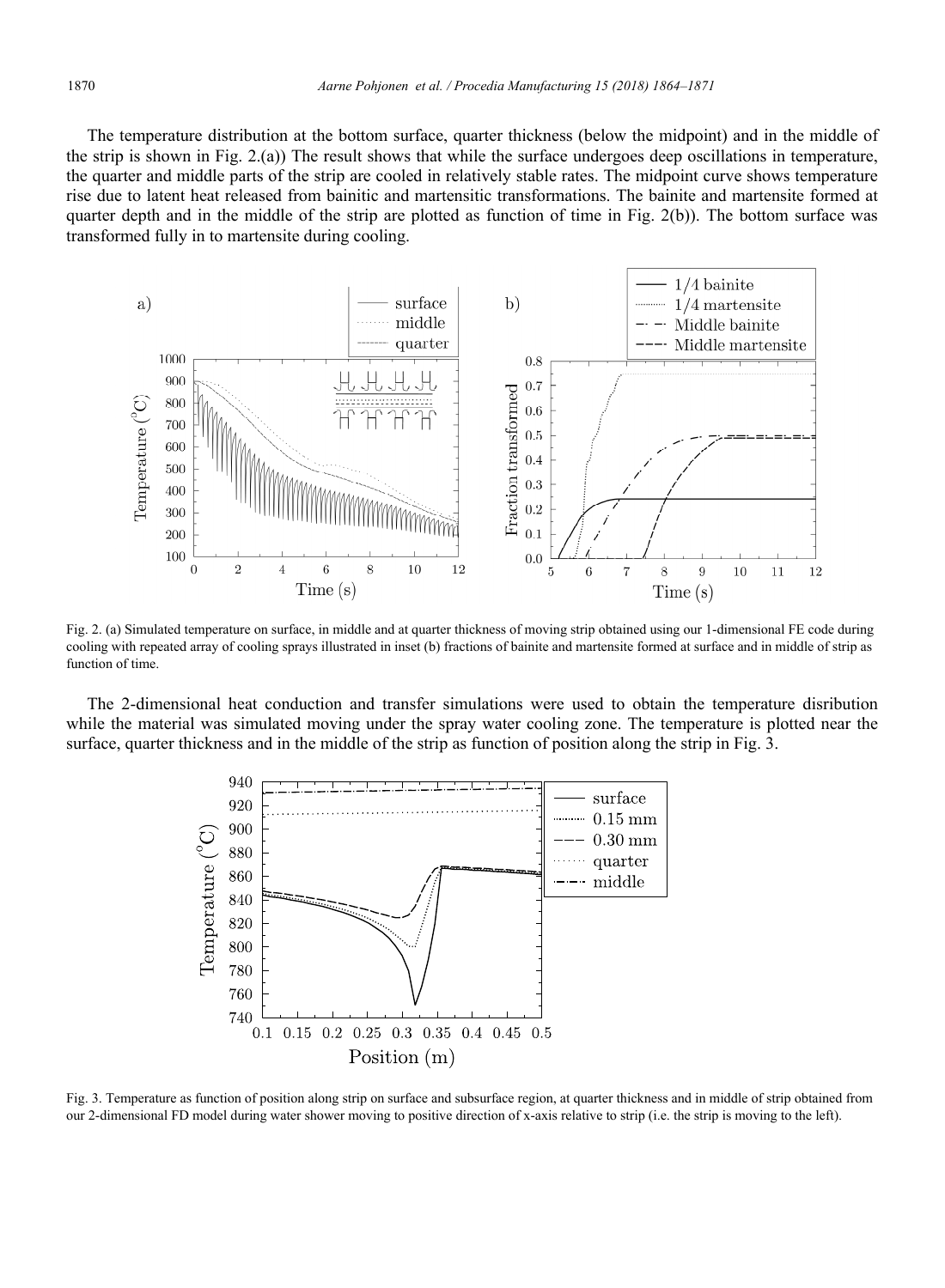The temperature distribution at the bottom surface, quarter thickness (below the midpoint) and in the middle of the strip is shown in Fig. 2.(a)) The result shows that while the surface undergoes deep oscillations in temperature, the quarter and middle parts of the strip are cooled in relatively stable rates. The midpoint curve shows temperature rise due to latent heat released from bainitic and martensitic transformations. The bainite and martensite formed at quarter depth and in the middle of the strip are plotted as function of time in Fig. 2(b)). The bottom surface was transformed fully in to martensite during cooling.

Fig. 2. (a) Simulated temperature on surface, in middle and at quarter thickness of moving strip obtained using our 1-dimensional FE code during cooling with repeated array of cooling sprays illustrated in inset (b) fractions of bainite and martensite formed at surface and in middle of strip as function of time.

The 2-dimensional heat conduction and transfer simulations were used to obtain the temperature disribution while the material was simulated moving under the spray water cooling zone. The temperature is plotted near the surface, quarter thickness and in the middle of the strip as function of position along the strip in Fig. 3.

Fig. 3. Temperature as function of position along strip on surface and subsurface region, at quarter thickness and in middle of strip obtained from our 2-dimensional FD model during water shower moving to positive direction of x-axis relative to strip (i.e. the strip is moving to the left).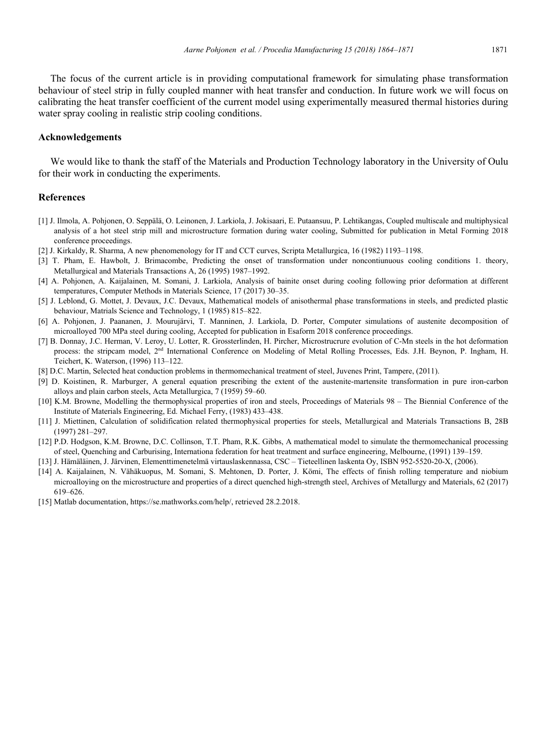The focus of the current article is in providing computational framework for simulating phase transformation behaviour of steel strip in fully coupled manner with heat transfer and conduction. In future work we will focus on calibrating the heat transfer coefficient of the current model using experimentally measured thermal histories during water spray cooling in realistic strip cooling conditions.

## Acknowledgements

We would like to thank the staff of the Materials and Production Technology laboratory in the University of Oulu for their work in conducting the experiments.

## References

[1] J. Ilmola, A. Pohjonen, O. Seppälä, O. Leinonen, J. Larkiola, J. Jokisaari, E. Putaansuu, P. Lehtikangas, Coupled multiscale and multiphysical analysis of a hot steel strip mill and microstructure formation during water cooling, Submitted for publication in Metal Forming 2018 conference proceedings.

[2] J. Kirkaldy, R. Sharma, A new phenomenology for IT and CCT curves, Scripta Metallurgica, 16 (1982) 1193–1198.

[3] T. Pham, E. Hawbolt, J. Brimacombe, Predicting the onset of transformation under noncontiunuous cooling conditions 1. theory, Metallurgical and Materials Transactions A, 26 (1995) 1987–1992.

[4] A. Pohjonen, A. Kaijalainen, M. Somani, J. Larkiola, Analysis of bainite onset during cooling following prior deformation at different temperatures, Computer Methods in Materials Science, 17 (2017) 30–35.

[5] J. Leblond, G. Mottet, J. Devaux, J.C. Devaux, Mathematical models of anisothermal phase transformations in steels, and predicted plastic behaviour, Matrials Science and Technology, 1 (1985) 815–822.

[6] A. Pohjonen, J. Paananen, J. Mourujärvi, T. Manninen, J. Larkiola, D. Porter, Computer simulations of austenite decomposition of microalloyed 700 MPa steel during cooling, Accepted for publication in Esaform 2018 conference proceedings.

[7] B. Donnay, J.C. Herman, V. Leroy, U. Lotter, R. Grossterlinden, H. Pircher, Microstrucrure evolution of C-Mn steels in the hot deformation process: the stripcam model, 2nd International Conference on Modeling of Metal Rolling Processes, Eds. J.H. Beynon, P. Ingham, H. Teichert, K. Waterson, (1996) 113–122.

[8] D.C. Martin, Selected heat conduction problems in thermomechanical treatment of steel, Juvenes Print, Tampere, (2011).

[9] D. Koistinen, R. Marburger, A general equation prescribing the extent of the austenite-martensite transformation in pure iron-carbon alloys and plain carbon steels, Acta Metallurgica, 7 (1959) 59–60.

[10] K.M. Browne, Modelling the thermophysical properties of iron and steels, Proceedings of Materials 98 – The Biennial Conference of the Institute of Materials Engineering, Ed. Michael Ferry, (1983) 433–438.

[11] J. Miettinen, Calculation of solidification related thermophysical properties for steels, Metallurgical and Materials Transactions B, 28B (1997) 281–297.

[12] P.D. Hodgson, K.M. Browne, D.C. Collinson, T.T. Pham, R.K. Gibbs, A mathematical model to simulate the thermomechanical processing of steel, Quenching and Carburising, Internationa federation for heat treatment and surface engineering, Melbourne, (1991) 139–159.

[13] J. Hämäläinen, J. Järvinen, Elementtimenetelmä virtauslaskennassa, CSC – Tieteellinen laskenta Oy, ISBN 952-5520-20-X, (2006).

[14] A. Kaijalainen, N. Vähäkuopus, M. Somani, S. Mehtonen, D. Porter, J. Kömi, The effects of finish rolling temperature and niobium microalloying on the microstructure and properties of a direct quenched high-strength steel, Archives of Metallurgy and Materials, 62 (2017) 619–626.

[15] Matlab documentation, https://se.mathworks.com/help/, retrieved 28.2.2018.